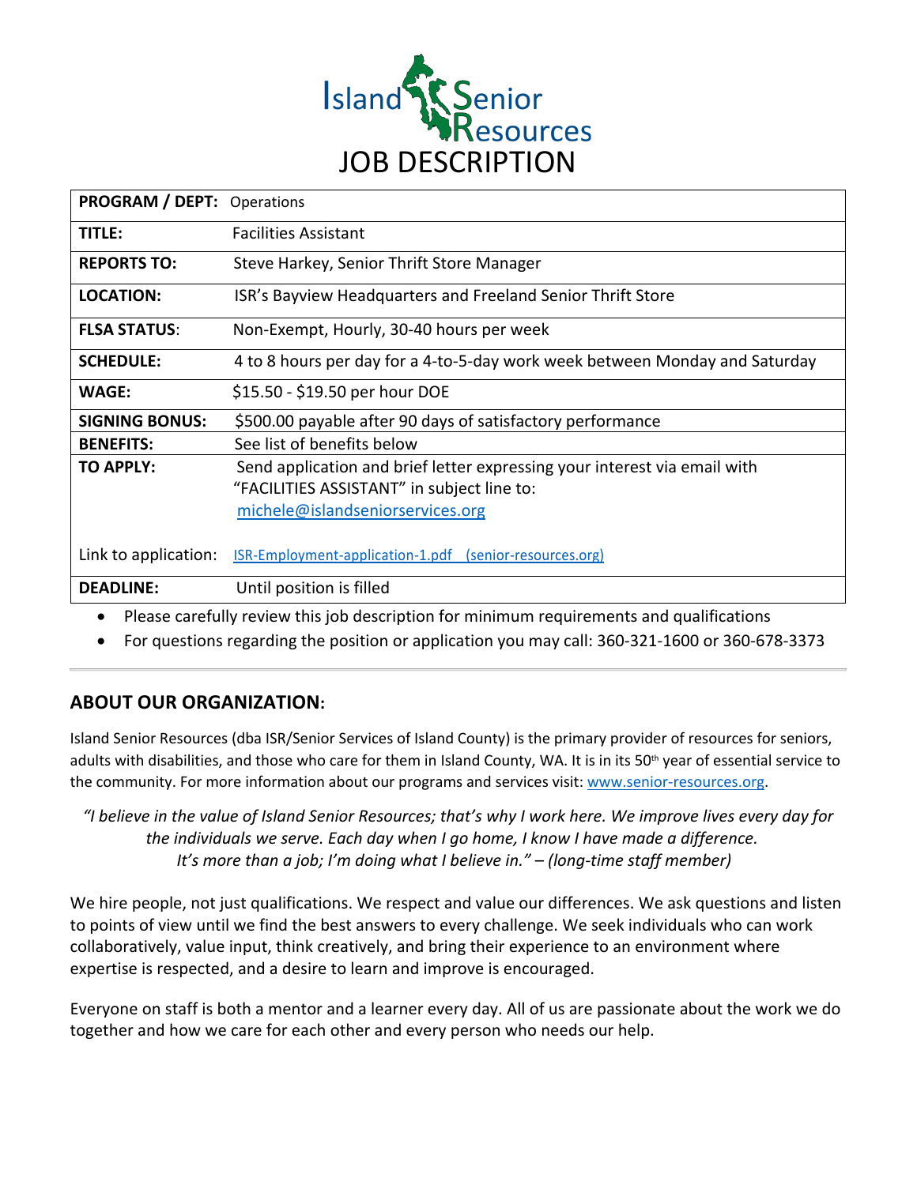# Island Senior Resources

# JOB DESCRIPTION

| | |
|---|---|
| **PROGRAM / DEPT:** | Operations |
| **TITLE:** | Facilities Assistant |
| **REPORTS TO:** | Steve Harkey, Senior Thrift Store Manager |
| **LOCATION:** | ISR's Bayview Headquarters and Freeland Senior Thrift Store |
| **FLSA STATUS**: | Non-Exempt, Hourly, 30-40 hours per week |
| **SCHEDULE:** | 4 to 8 hours per day for a 4-to-5-day work week between Monday and Saturday |
| **WAGE:** | $15.50 - $19.50 per hour DOE |
| **SIGNING BONUS:** | $500.00 payable after 90 days of satisfactory performance |
| **BENEFITS:** | See list of benefits below |
| **TO APPLY:** | Send application and brief letter expressing your interest via email with "FACILITIES ASSISTANT" in subject line to: michele@islandseniorservices.org |
| Link to application: | ISR-Employment-application-1.pdf (senior-resources.org) |
| **DEADLINE:** | Until position is filled |

- Please carefully review this job description for minimum requirements and qualifications
- For questions regarding the position or application you may call: 360-321-1600 or 360-678-3373

## ABOUT OUR ORGANIZATION:

Island Senior Resources (dba ISR/Senior Services of Island County) is the primary provider of resources for seniors, adults with disabilities, and those who care for them in Island County, WA. It is in its 50th year of essential service to the community. For more information about our programs and services visit: www.senior-resources.org.

*"I believe in the value of Island Senior Resources; that's why I work here. We improve lives every day for the individuals we serve. Each day when I go home, I know I have made a difference. It's more than a job; I'm doing what I believe in." – (long-time staff member)*

We hire people, not just qualifications. We respect and value our differences. We ask questions and listen to points of view until we find the best answers to every challenge. We seek individuals who can work collaboratively, value input, think creatively, and bring their experience to an environment where expertise is respected, and a desire to learn and improve is encouraged.

Everyone on staff is both a mentor and a learner every day. All of us are passionate about the work we do together and how we care for each other and every person who needs our help.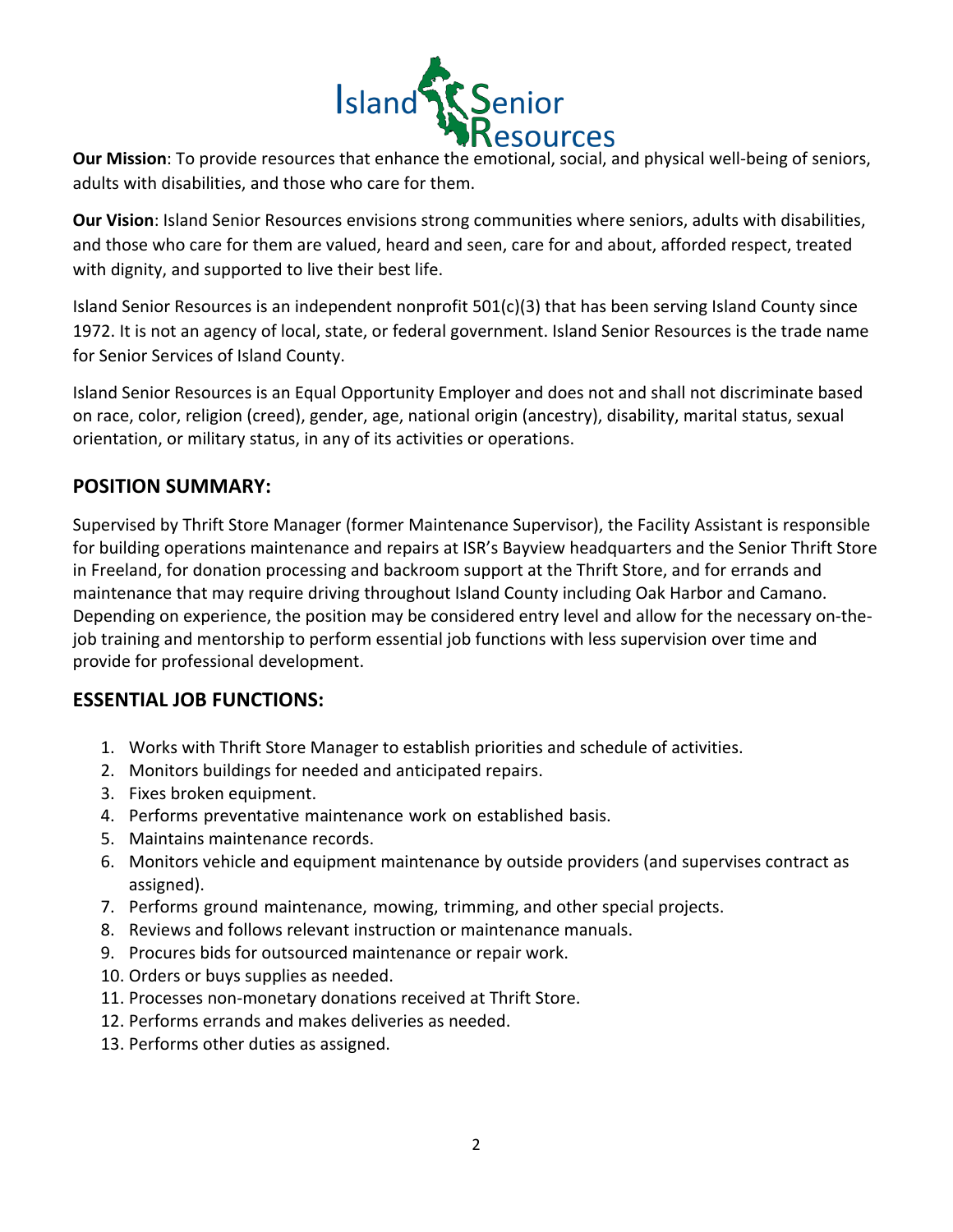**Our Mission**: To provide resources that enhance the emotional, social, and physical well-being of seniors, adults with disabilities, and those who care for them.

**Our Vision**: Island Senior Resources envisions strong communities where seniors, adults with disabilities, and those who care for them are valued, heard and seen, care for and about, afforded respect, treated with dignity, and supported to live their best life.

Island Senior Resources is an independent nonprofit 501(c)(3) that has been serving Island County since 1972. It is not an agency of local, state, or federal government. Island Senior Resources is the trade name for Senior Services of Island County.

Island Senior Resources is an Equal Opportunity Employer and does not and shall not discriminate based on race, color, religion (creed), gender, age, national origin (ancestry), disability, marital status, sexual orientation, or military status, in any of its activities or operations.

## POSITION SUMMARY:

Supervised by Thrift Store Manager (former Maintenance Supervisor), the Facility Assistant is responsible for building operations maintenance and repairs at ISR's Bayview headquarters and the Senior Thrift Store in Freeland, for donation processing and backroom support at the Thrift Store, and for errands and maintenance that may require driving throughout Island County including Oak Harbor and Camano. Depending on experience, the position may be considered entry level and allow for the necessary on-the-job training and mentorship to perform essential job functions with less supervision over time and provide for professional development.

## ESSENTIAL JOB FUNCTIONS:

1. Works with Thrift Store Manager to establish priorities and schedule of activities.
2. Monitors buildings for needed and anticipated repairs.
3. Fixes broken equipment.
4. Performs preventative maintenance work on established basis.
5. Maintains maintenance records.
6. Monitors vehicle and equipment maintenance by outside providers (and supervises contract as assigned).
7. Performs ground maintenance, mowing, trimming, and other special projects.
8. Reviews and follows relevant instruction or maintenance manuals.
9. Procures bids for outsourced maintenance or repair work.
10. Orders or buys supplies as needed.
11. Processes non-monetary donations received at Thrift Store.
12. Performs errands and makes deliveries as needed.
13. Performs other duties as assigned.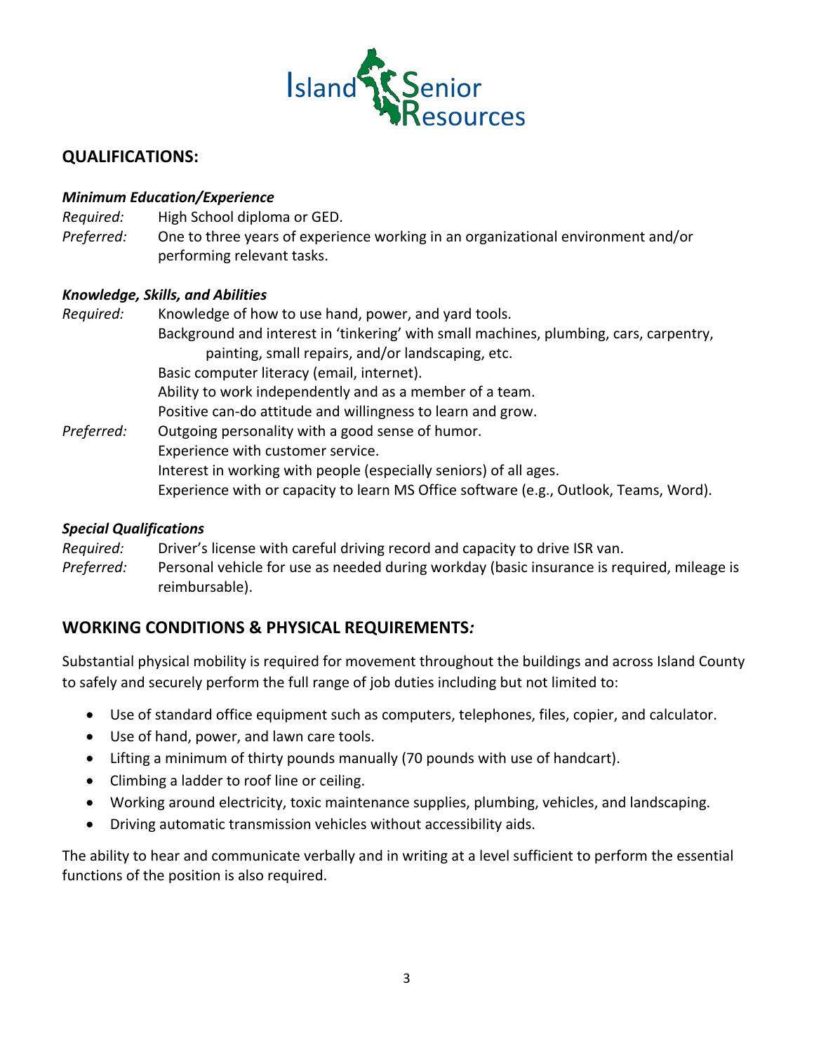## QUALIFICATIONS:

***Minimum Education/Experience***

*Required:* High School diploma or GED.

*Preferred:* One to three years of experience working in an organizational environment and/or performing relevant tasks.

***Knowledge, Skills, and Abilities***

*Required:* Knowledge of how to use hand, power, and yard tools.
Background and interest in 'tinkering' with small machines, plumbing, cars, carpentry, painting, small repairs, and/or landscaping, etc.
Basic computer literacy (email, internet).
Ability to work independently and as a member of a team.
Positive can-do attitude and willingness to learn and grow.

*Preferred:* Outgoing personality with a good sense of humor.
Experience with customer service.
Interest in working with people (especially seniors) of all ages.
Experience with or capacity to learn MS Office software (e.g., Outlook, Teams, Word).

***Special Qualifications***

*Required:* Driver's license with careful driving record and capacity to drive ISR van.

*Preferred:* Personal vehicle for use as needed during workday (basic insurance is required, mileage is reimbursable).

## WORKING CONDITIONS & PHYSICAL REQUIREMENTS*:*

Substantial physical mobility is required for movement throughout the buildings and across Island County to safely and securely perform the full range of job duties including but not limited to:

- Use of standard office equipment such as computers, telephones, files, copier, and calculator.
- Use of hand, power, and lawn care tools.
- Lifting a minimum of thirty pounds manually (70 pounds with use of handcart).
- Climbing a ladder to roof line or ceiling.
- Working around electricity, toxic maintenance supplies, plumbing, vehicles, and landscaping.
- Driving automatic transmission vehicles without accessibility aids.

The ability to hear and communicate verbally and in writing at a level sufficient to perform the essential functions of the position is also required.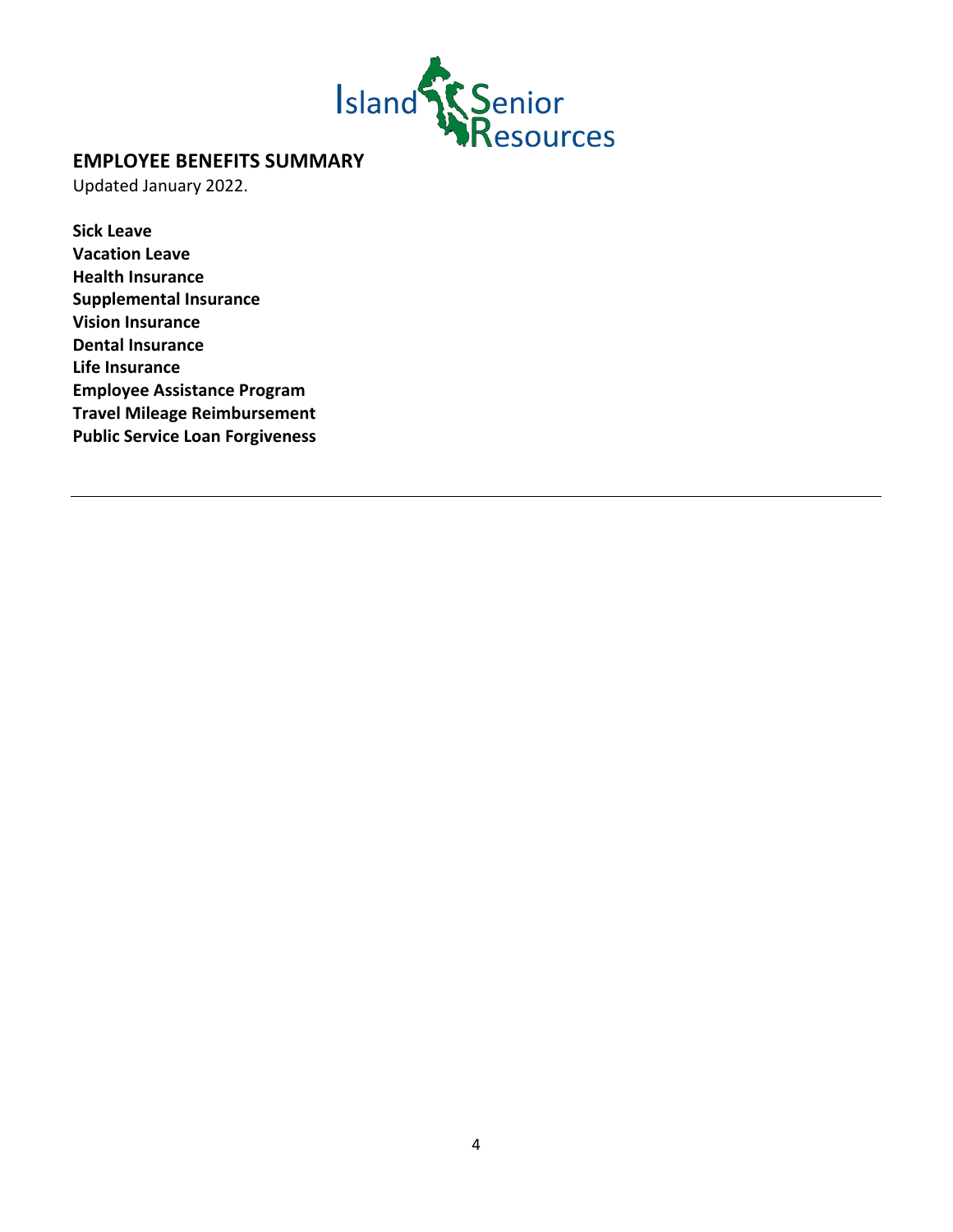Island Senior Resources

## EMPLOYEE BENEFITS SUMMARY

Updated January 2022.

**Sick Leave**
**Vacation Leave**
**Health Insurance**
**Supplemental Insurance**
**Vision Insurance**
**Dental Insurance**
**Life Insurance**
**Employee Assistance Program**
**Travel Mileage Reimbursement**
**Public Service Loan Forgiveness**

---